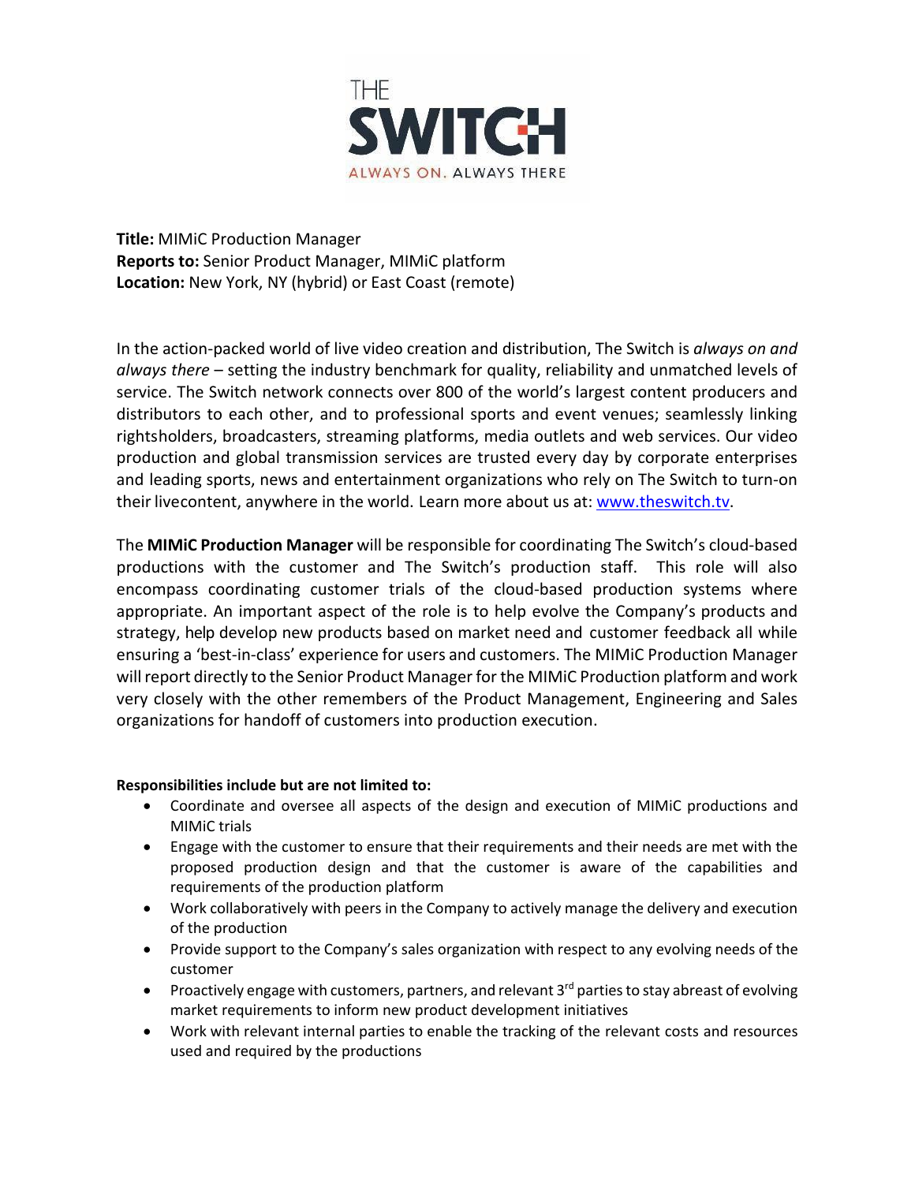THE
**SWITCH**
ALWAYS ON. ALWAYS THERE

**Title:** MIMiC Production Manager
**Reports to:** Senior Product Manager, MIMiC platform
**Location:** New York, NY (hybrid) or East Coast (remote)

In the action-packed world of live video creation and distribution, The Switch is *always on and always there* – setting the industry benchmark for quality, reliability and unmatched levels of service. The Switch network connects over 800 of the world's largest content producers and distributors to each other, and to professional sports and event venues; seamlessly linking rightsholders, broadcasters, streaming platforms, media outlets and web services. Our video production and global transmission services are trusted every day by corporate enterprises and leading sports, news and entertainment organizations who rely on The Switch to turn-on their livecontent, anywhere in the world. Learn more about us at: [www.theswitch.tv](http://www.theswitch.tv).

The **MIMiC Production Manager** will be responsible for coordinating The Switch's cloud-based productions with the customer and The Switch's production staff. This role will also encompass coordinating customer trials of the cloud-based production systems where appropriate. An important aspect of the role is to help evolve the Company's products and strategy, help develop new products based on market need and customer feedback all while ensuring a 'best-in-class' experience for users and customers. The MIMiC Production Manager will report directly to the Senior Product Manager for the MIMiC Production platform and work very closely with the other remembers of the Product Management, Engineering and Sales organizations for handoff of customers into production execution.

**Responsibilities include but are not limited to:**

- Coordinate and oversee all aspects of the design and execution of MIMiC productions and MIMiC trials
- Engage with the customer to ensure that their requirements and their needs are met with the proposed production design and that the customer is aware of the capabilities and requirements of the production platform
- Work collaboratively with peers in the Company to actively manage the delivery and execution of the production
- Provide support to the Company's sales organization with respect to any evolving needs of the customer
- Proactively engage with customers, partners, and relevant 3rd parties to stay abreast of evolving market requirements to inform new product development initiatives
- Work with relevant internal parties to enable the tracking of the relevant costs and resources used and required by the productions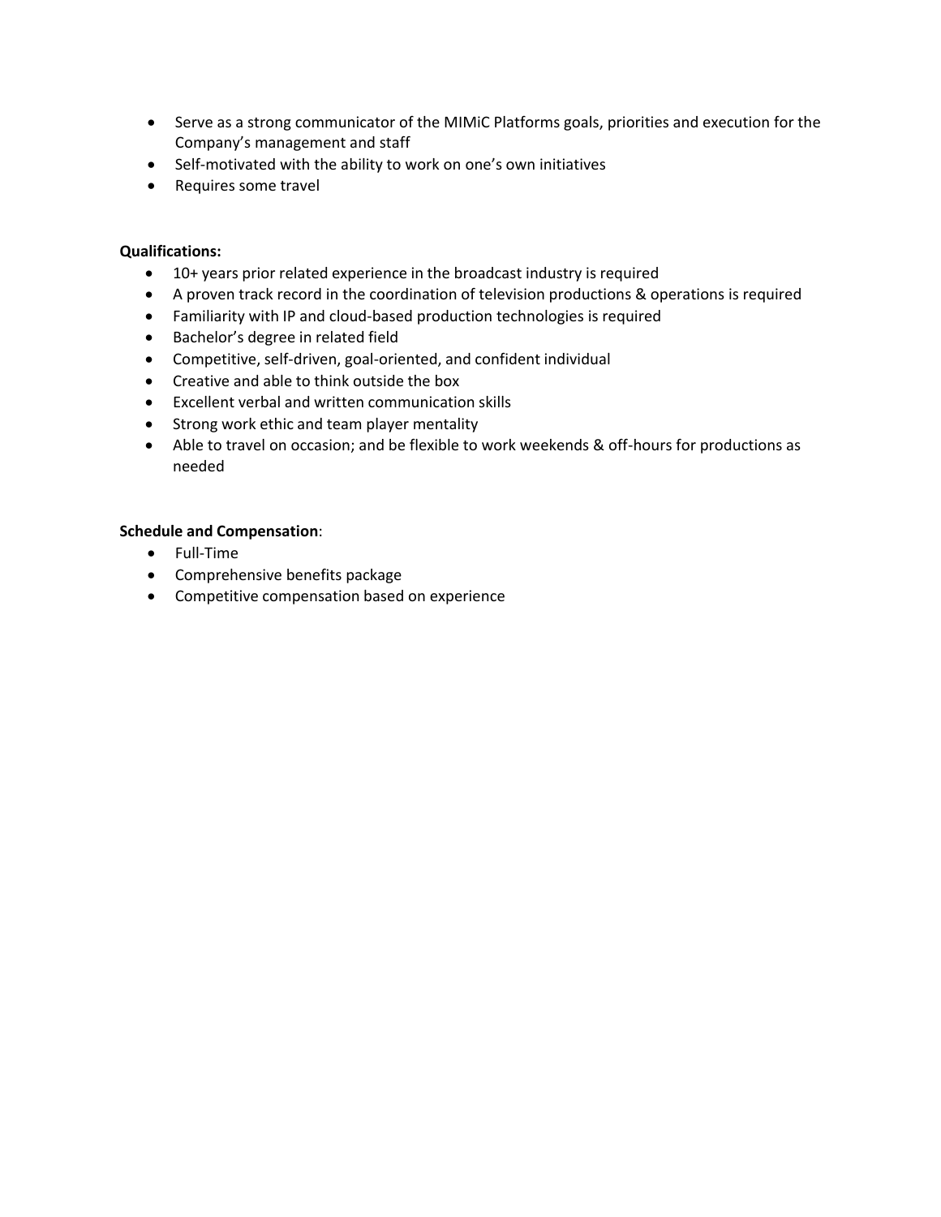- Serve as a strong communicator of the MIMiC Platforms goals, priorities and execution for the Company's management and staff
- Self-motivated with the ability to work on one's own initiatives
- Requires some travel

**Qualifications:**

- 10+ years prior related experience in the broadcast industry is required
- A proven track record in the coordination of television productions & operations is required
- Familiarity with IP and cloud-based production technologies is required
- Bachelor's degree in related field
- Competitive, self-driven, goal-oriented, and confident individual
- Creative and able to think outside the box
- Excellent verbal and written communication skills
- Strong work ethic and team player mentality
- Able to travel on occasion; and be flexible to work weekends & off-hours for productions as needed

**Schedule and Compensation**:

- Full-Time
- Comprehensive benefits package
- Competitive compensation based on experience